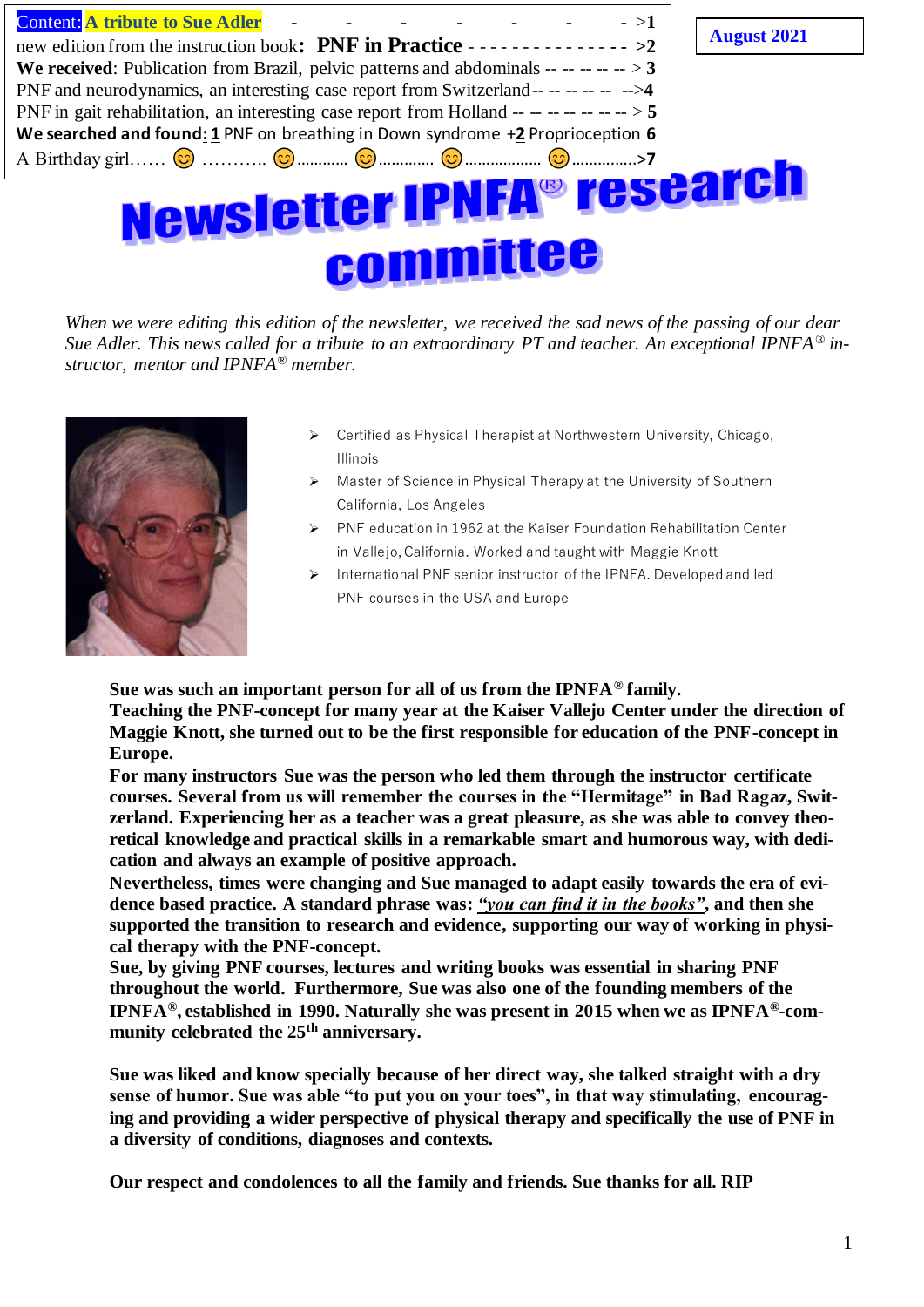**Content:** **A tribute to Sue Adler** - - - - - - - >**1**
new edition from the instruction book: **PNF in Practice** - - - - - - - - - - - - - - - >**2**
**We received**: Publication from Brazil, pelvic patterns and abdominals -- -- -- -- -- > **3**
PNF and neurodynamics, an interesting case report from Switzerland-- -- -- -- -- -->**4**
PNF in gait rehabilitation, an interesting case report from Holland -- -- -- -- -- -- -- > **5**
**We searched and found: 1** PNF on breathing in Down syndrome +**2** Proprioception **6**
A Birthday girl…… 😊 ……….. 😊………… 😊…………. 😊……………… 😊…………..>**7**

**August 2021**

# Newsletter IPNFA® research committee

*When we were editing this edition of the newsletter, we received the sad news of the passing of our dear Sue Adler. This news called for a tribute to an extraordinary PT and teacher. An exceptional IPNFA® instructor, mentor and IPNFA® member.*

- Certified as Physical Therapist at Northwestern University, Chicago, Illinois
- Master of Science in Physical Therapy at the University of Southern California, Los Angeles
- PNF education in 1962 at the Kaiser Foundation Rehabilitation Center in Vallejo, California. Worked and taught with Maggie Knott
- International PNF senior instructor of the IPNFA. Developed and led PNF courses in the USA and Europe

**Sue was such an important person for all of us from the IPNFA® family.**
**Teaching the PNF-concept for many year at the Kaiser Vallejo Center under the direction of Maggie Knott, she turned out to be the first responsible for education of the PNF-concept in Europe.**
**For many instructors Sue was the person who led them through the instructor certificate courses. Several from us will remember the courses in the "Hermitage" in Bad Ragaz, Switzerland. Experiencing her as a teacher was a great pleasure, as she was able to convey theoretical knowledge and practical skills in a remarkable smart and humorous way, with dedication and always an example of positive approach.**
**Nevertheless, times were changing and Sue managed to adapt easily towards the era of evidence based practice. A standard phrase was: *"you can find it in the books"*, and then she supported the transition to research and evidence, supporting our way of working in physical therapy with the PNF-concept.**
**Sue, by giving PNF courses, lectures and writing books was essential in sharing PNF throughout the world. Furthermore, Sue was also one of the founding members of the IPNFA®, established in 1990. Naturally she was present in 2015 when we as IPNFA®-community celebrated the 25th anniversary.**

**Sue was liked and know specially because of her direct way, she talked straight with a dry sense of humor. Sue was able "to put you on your toes", in that way stimulating, encouraging and providing a wider perspective of physical therapy and specifically the use of PNF in a diversity of conditions, diagnoses and contexts.**

**Our respect and condolences to all the family and friends. Sue thanks for all. RIP**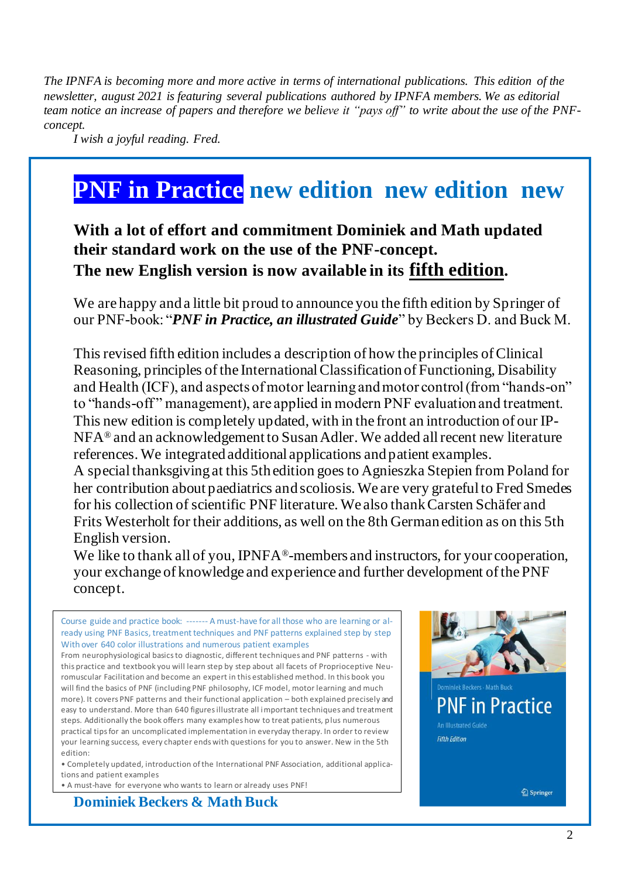*The IPNFA is becoming more and more active in terms of international publications. This edition of the newsletter, august 2021 is featuring several publications authored by IPNFA members. We as editorial team notice an increase of papers and therefore we believe it "pays off" to write about the use of the PNF-concept.*

*I wish a joyful reading. Fred.*

# PNF in Practice new edition new edition new

**With a lot of effort and commitment Dominiek and Math updated their standard work on the use of the PNF-concept.**
**The new English version is now available in its fifth edition.**

We are happy and a little bit proud to announce you the fifth edition by Springer of our PNF-book: "***PNF in Practice, an illustrated Guide***" by Beckers D. and Buck M.

This revised fifth edition includes a description of how the principles of Clinical Reasoning, principles of the International Classification of Functioning, Disability and Health (ICF), and aspects of motor learning and motor control (from "hands-on" to "hands-off" management), are applied in modern PNF evaluation and treatment. This new edition is completely updated, with in the front an introduction of our IP-NFA® and an acknowledgement to Susan Adler. We added all recent new literature references. We integrated additional applications and patient examples.
A special thanksgiving at this 5th edition goes to Agnieszka Stepien from Poland for her contribution about paediatrics and scoliosis. We are very grateful to Fred Smedes for his collection of scientific PNF literature. We also thank Carsten Schäfer and Frits Westerholt for their additions, as well on the 8th German edition as on this 5th English version.
We like to thank all of you, IPNFA®-members and instructors, for your cooperation, your exchange of knowledge and experience and further development of the PNF concept.

Course guide and practice book: ------- A must-have for all those who are learning or already using PNF Basics, treatment techniques and PNF patterns explained step by step With over 640 color illustrations and numerous patient examples

From neurophysiological basics to diagnostic, different techniques and PNF patterns - with this practice and textbook you will learn step by step about all facets of Proprioceptive Neuromuscular Facilitation and become an expert in this established method. In this book you will find the basics of PNF (including PNF philosophy, ICF model, motor learning and much more). It covers PNF patterns and their functional application – both explained precisely and easy to understand. More than 640 figures illustrate all important techniques and treatment steps. Additionally the book offers many examples how to treat patients, plus numerous practical tips for an uncomplicated implementation in everyday therapy. In order to review your learning success, every chapter ends with questions for you to answer. New in the 5th edition:

- Completely updated, introduction of the International PNF Association, additional applications and patient examples
- A must-have for everyone who wants to learn or already uses PNF!

**Dominiek Beckers & Math Buck**

Dominiek Beckers · Math Buck
PNF in Practice
An Illustrated Guide
Fifth Edition
Springer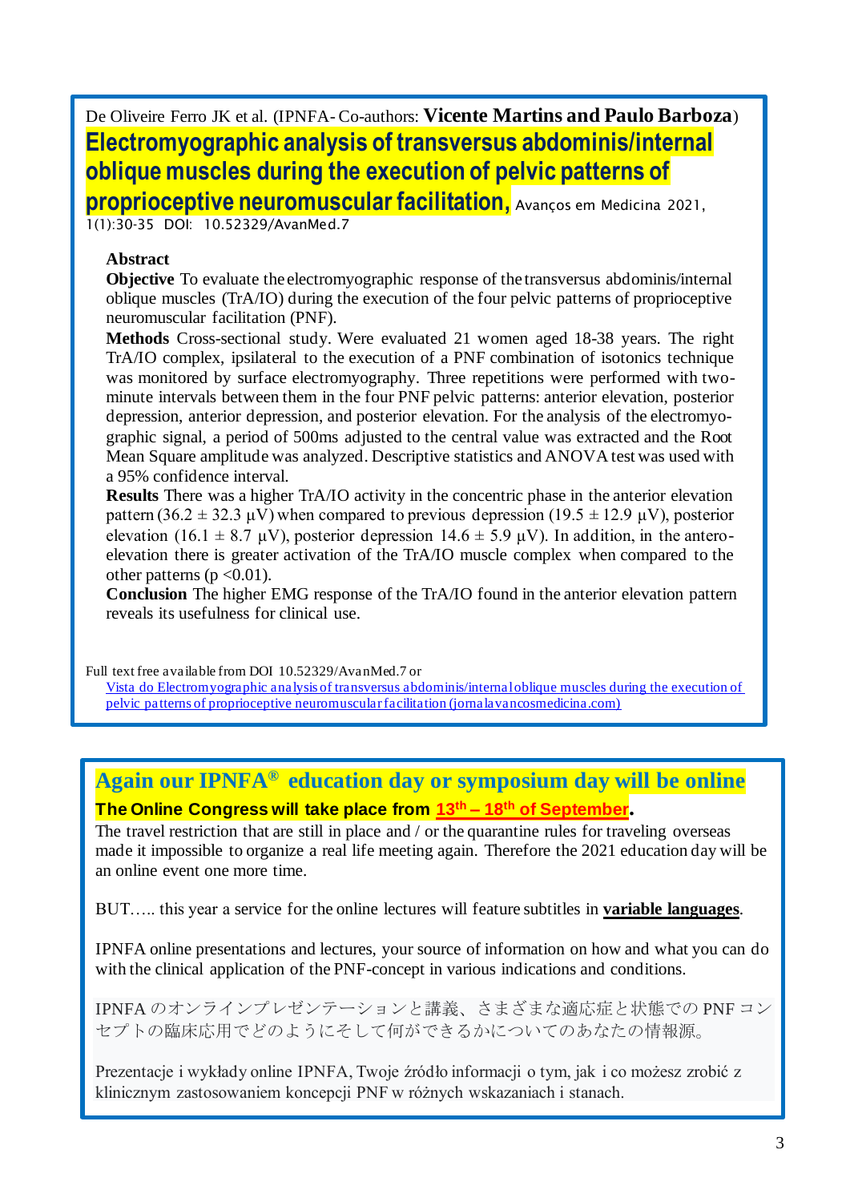De Oliveire Ferro JK et al. (IPNFA- Co-authors: **Vicente Martins and Paulo Barboza**)

## Electromyographic analysis of transversus abdominis/internal oblique muscles during the execution of pelvic patterns of proprioceptive neuromuscular facilitation,

Avanços em Medicina 2021, 1(1):30-35 DOI: 10.52329/AvanMed.7

**Abstract**

**Objective** To evaluate the electromyographic response of the transversus abdominis/internal oblique muscles (TrA/IO) during the execution of the four pelvic patterns of proprioceptive neuromuscular facilitation (PNF).

**Methods** Cross-sectional study. Were evaluated 21 women aged 18-38 years. The right TrA/IO complex, ipsilateral to the execution of a PNF combination of isotonics technique was monitored by surface electromyography. Three repetitions were performed with two-minute intervals between them in the four PNF pelvic patterns: anterior elevation, posterior depression, anterior depression, and posterior elevation. For the analysis of the electromyographic signal, a period of 500ms adjusted to the central value was extracted and the Root Mean Square amplitude was analyzed. Descriptive statistics and ANOVA test was used with a 95% confidence interval.

**Results** There was a higher TrA/IO activity in the concentric phase in the anterior elevation pattern ($36.2 \pm 32.3$ µV) when compared to previous depression ($19.5 \pm 12.9$ µV), posterior elevation ($16.1 \pm 8.7$ µV), posterior depression $14.6 \pm 5.9$ µV). In addition, in the antero-elevation there is greater activation of the TrA/IO muscle complex when compared to the other patterns ($p < 0.01$).

**Conclusion** The higher EMG response of the TrA/IO found in the anterior elevation pattern reveals its usefulness for clinical use.

Full text free available from DOI 10.52329/AvanMed.7 or
[Vista do Electromyographic analysis of transversus abdominis/internal oblique muscles during the execution of pelvic patterns of proprioceptive neuromuscular facilitation (jornalavancosmedicina.com)](jornalavancosmedicina.com)

## Again our IPNFA® education day or symposium day will be online

**The Online Congress will take place from 13th – 18th of September.**

The travel restriction that are still in place and / or the quarantine rules for traveling overseas made it impossible to organize a real life meeting again. Therefore the 2021 education day will be an online event one more time.

BUT….. this year a service for the online lectures will feature subtitles in **variable languages**.

IPNFA online presentations and lectures, your source of information on how and what you can do with the clinical application of the PNF-concept in various indications and conditions.

IPNFA のオンラインプレゼンテーションと講義、さまざまな適応症と状態での PNF コンセプトの臨床応用でどのようにそして何ができるかについてのあなたの情報源。

Prezentacje i wykłady online IPNFA, Twoje źródło informacji o tym, jak i co możesz zrobić z klinicznym zastosowaniem koncepcji PNF w różnych wskazaniach i stanach.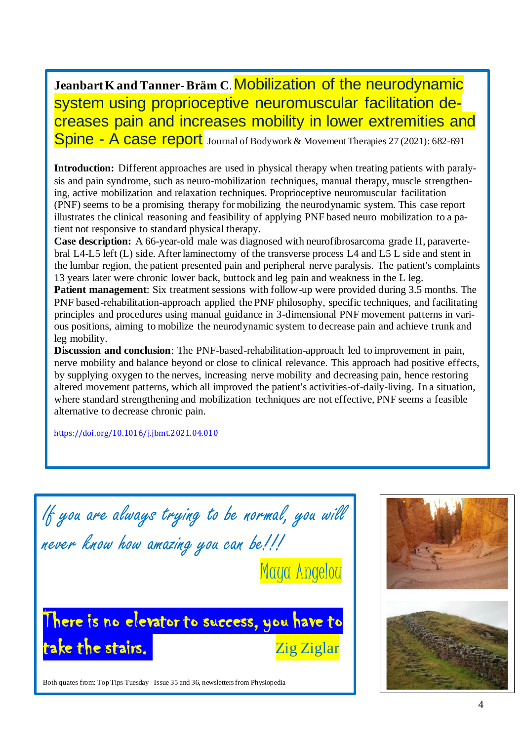**Jeanbart K and Tanner-Bräm C.** Mobilization of the neurodynamic system using proprioceptive neuromuscular facilitation decreases pain and increases mobility in lower extremities and Spine - A case report Journal of Bodywork & Movement Therapies 27 (2021): 682-691

**Introduction:** Different approaches are used in physical therapy when treating patients with paralysis and pain syndrome, such as neuro-mobilization techniques, manual therapy, muscle strengthening, active mobilization and relaxation techniques. Proprioceptive neuromuscular facilitation (PNF) seems to be a promising therapy for mobilizing the neurodynamic system. This case report illustrates the clinical reasoning and feasibility of applying PNF based neuro mobilization to a patient not responsive to standard physical therapy.

**Case description:** A 66-year-old male was diagnosed with neurofibrosarcoma grade II, paravertebral L4-L5 left (L) side. After laminectomy of the transverse process L4 and L5 L side and stent in the lumbar region, the patient presented pain and peripheral nerve paralysis. The patient's complaints 13 years later were chronic lower back, buttock and leg pain and weakness in the L leg.

**Patient management**: Six treatment sessions with follow-up were provided during 3.5 months. The PNF based-rehabilitation-approach applied the PNF philosophy, specific techniques, and facilitating principles and procedures using manual guidance in 3-dimensional PNF movement patterns in various positions, aiming to mobilize the neurodynamic system to decrease pain and achieve trunk and leg mobility.

**Discussion and conclusion**: The PNF-based-rehabilitation-approach led to improvement in pain, nerve mobility and balance beyond or close to clinical relevance. This approach had positive effects, by supplying oxygen to the nerves, increasing nerve mobility and decreasing pain, hence restoring altered movement patterns, which all improved the patient's activities-of-daily-living. In a situation, where standard strengthening and mobilization techniques are not effective, PNF seems a feasible alternative to decrease chronic pain.

https://doi.org/10.1016/j.jbmt.2021.04.010

*If you are always trying to be normal, you will never know how amazing you can be!!!*

Maya Angelou

**There is no elevator to success, you have to take the stairs.**

Zig Ziglar

Both quates from: Top Tips Tuesday - Issue 35 and 36, newsletters from Physiopedia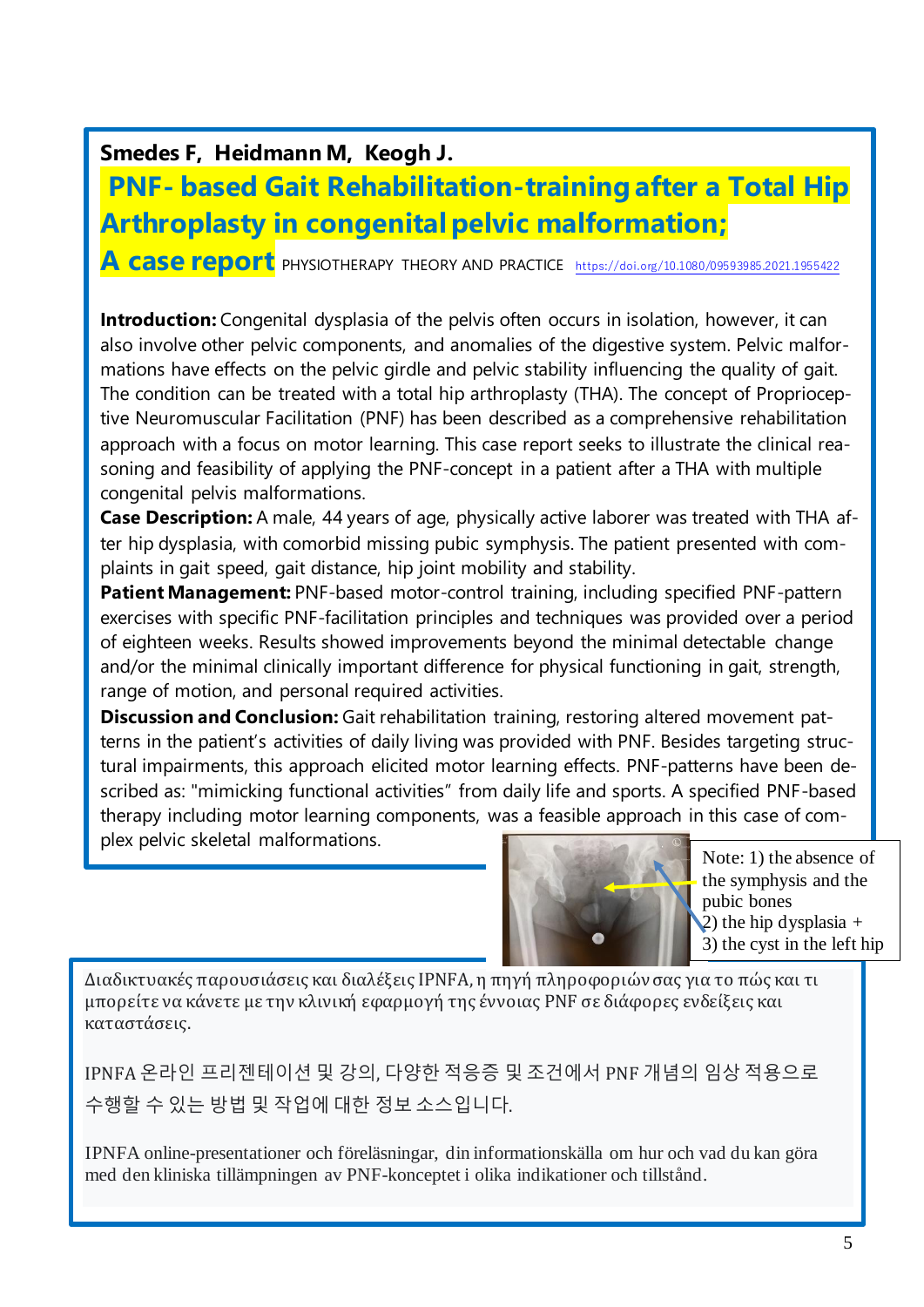**Smedes F, Heidmann M, Keogh J.**

## PNF- based Gait Rehabilitation-training after a Total Hip Arthroplasty in congenital pelvic malformation; A case report

PHYSIOTHERAPY THEORY AND PRACTICE https://doi.org/10.1080/09593985.2021.1955422

**Introduction:** Congenital dysplasia of the pelvis often occurs in isolation, however, it can also involve other pelvic components, and anomalies of the digestive system. Pelvic malformations have effects on the pelvic girdle and pelvic stability influencing the quality of gait. The condition can be treated with a total hip arthroplasty (THA). The concept of Proprioceptive Neuromuscular Facilitation (PNF) has been described as a comprehensive rehabilitation approach with a focus on motor learning. This case report seeks to illustrate the clinical reasoning and feasibility of applying the PNF-concept in a patient after a THA with multiple congenital pelvis malformations.

**Case Description:** A male, 44 years of age, physically active laborer was treated with THA after hip dysplasia, with comorbid missing pubic symphysis. The patient presented with complaints in gait speed, gait distance, hip joint mobility and stability.

**Patient Management:** PNF-based motor-control training, including specified PNF-pattern exercises with specific PNF-facilitation principles and techniques was provided over a period of eighteen weeks. Results showed improvements beyond the minimal detectable change and/or the minimal clinically important difference for physical functioning in gait, strength, range of motion, and personal required activities.

**Discussion and Conclusion:** Gait rehabilitation training, restoring altered movement patterns in the patient's activities of daily living was provided with PNF. Besides targeting structural impairments, this approach elicited motor learning effects. PNF-patterns have been described as: "mimicking functional activities" from daily life and sports. A specified PNF-based therapy including motor learning components, was a feasible approach in this case of complex pelvic skeletal malformations.

Note: 1) the absence of the symphysis and the pubic bones
2) the hip dysplasia +
3) the cyst in the left hip

Διαδικτυακές παρουσιάσεις και διαλέξεις IPNFA, η πηγή πληροφοριών σας για το πώς και τι μπορείτε να κάνετε με την κλινική εφαρμογή της έννοιας PNF σε διάφορες ενδείξεις και καταστάσεις.

IPNFA 온라인 프리젠테이션 및 강의, 다양한 적응증 및 조건에서 PNF 개념의 임상 적용으로 수행할 수 있는 방법 및 작업에 대한 정보 소스입니다.

IPNFA online-presentationer och föreläsningar, din informationskälla om hur och vad du kan göra med den kliniska tillämpningen av PNF-konceptet i olika indikationer och tillstånd.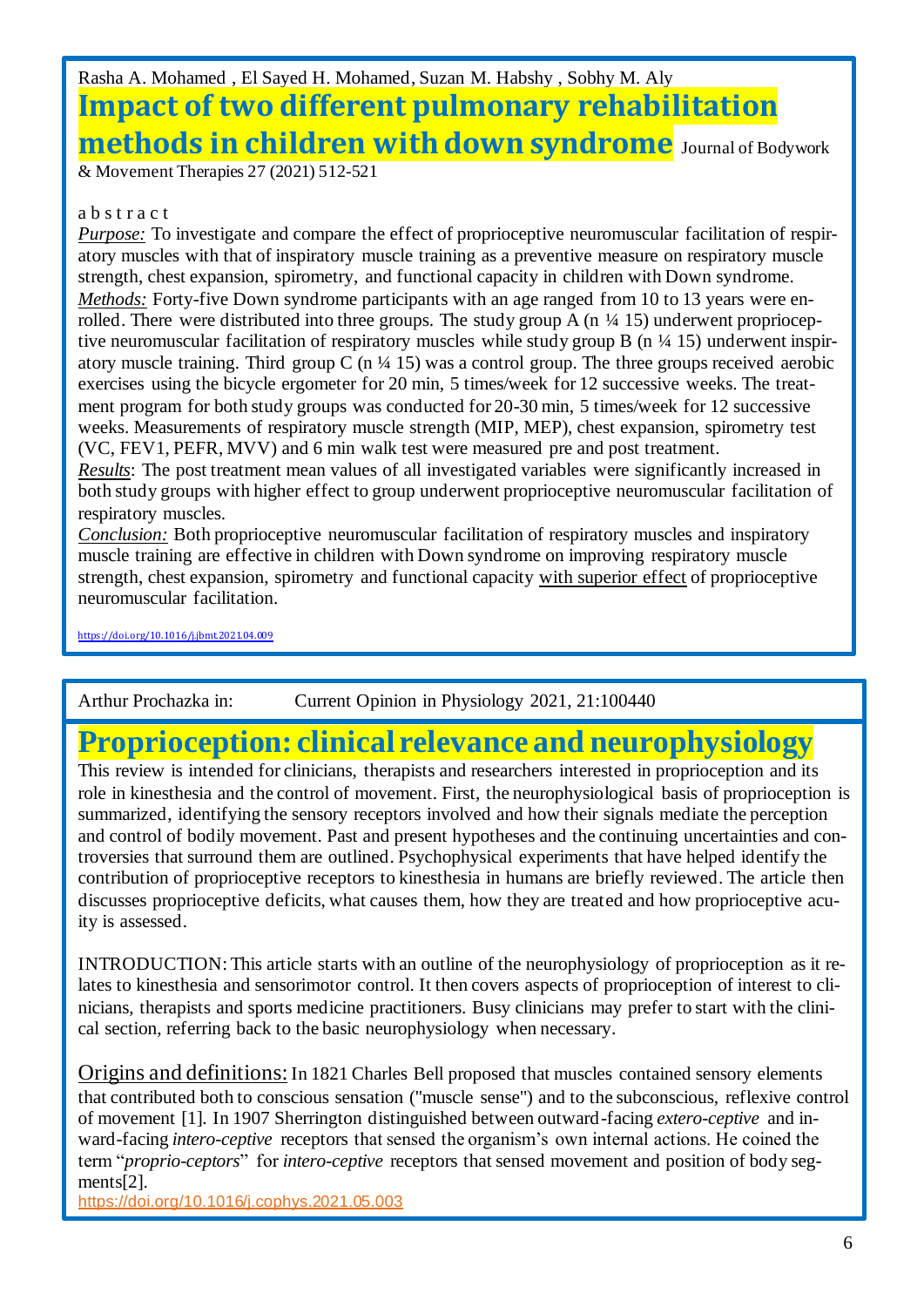Rasha A. Mohamed , El Sayed H. Mohamed, Suzan M. Habshy , Sobhy M. Aly

## Impact of two different pulmonary rehabilitation methods in children with down syndrome

Journal of Bodywork & Movement Therapies 27 (2021) 512-521

a b s t r a c t

*Purpose:* To investigate and compare the effect of proprioceptive neuromuscular facilitation of respiratory muscles with that of inspiratory muscle training as a preventive measure on respiratory muscle strength, chest expansion, spirometry, and functional capacity in children with Down syndrome.

*Methods:* Forty-five Down syndrome participants with an age ranged from 10 to 13 years were enrolled. There were distributed into three groups. The study group A (n ¼ 15) underwent proprioceptive neuromuscular facilitation of respiratory muscles while study group B (n ¼ 15) underwent inspiratory muscle training. Third group C (n ¼ 15) was a control group. The three groups received aerobic exercises using the bicycle ergometer for 20 min, 5 times/week for 12 successive weeks. The treatment program for both study groups was conducted for 20-30 min, 5 times/week for 12 successive weeks. Measurements of respiratory muscle strength (MIP, MEP), chest expansion, spirometry test (VC, FEV1, PEFR, MVV) and 6 min walk test were measured pre and post treatment.

*Results*: The post treatment mean values of all investigated variables were significantly increased in both study groups with higher effect to group underwent proprioceptive neuromuscular facilitation of respiratory muscles.

*Conclusion:* Both proprioceptive neuromuscular facilitation of respiratory muscles and inspiratory muscle training are effective in children with Down syndrome on improving respiratory muscle strength, chest expansion, spirometry and functional capacity with superior effect of proprioceptive neuromuscular facilitation.

https://doi.org/10.1016/j.jbmt.2021.04.009

---

Arthur Prochazka in: Current Opinion in Physiology 2021, 21:100440

## Proprioception: clinical relevance and neurophysiology

This review is intended for clinicians, therapists and researchers interested in proprioception and its role in kinesthesia and the control of movement. First, the neurophysiological basis of proprioception is summarized, identifying the sensory receptors involved and how their signals mediate the perception and control of bodily movement. Past and present hypotheses and the continuing uncertainties and controversies that surround them are outlined. Psychophysical experiments that have helped identify the contribution of proprioceptive receptors to kinesthesia in humans are briefly reviewed. The article then discusses proprioceptive deficits, what causes them, how they are treated and how proprioceptive acuity is assessed.

INTRODUCTION: This article starts with an outline of the neurophysiology of proprioception as it relates to kinesthesia and sensorimotor control. It then covers aspects of proprioception of interest to clinicians, therapists and sports medicine practitioners. Busy clinicians may prefer to start with the clinical section, referring back to the basic neurophysiology when necessary.

Origins and definitions: In 1821 Charles Bell proposed that muscles contained sensory elements that contributed both to conscious sensation ("muscle sense") and to the subconscious, reflexive control of movement [1]. In 1907 Sherrington distinguished between outward-facing *extero-ceptive* and inward-facing *intero-ceptive* receptors that sensed the organism's own internal actions. He coined the term "*proprio-ceptors*" for *intero-ceptive* receptors that sensed movement and position of body segments[2].

https://doi.org/10.1016/j.cophys.2021.05.003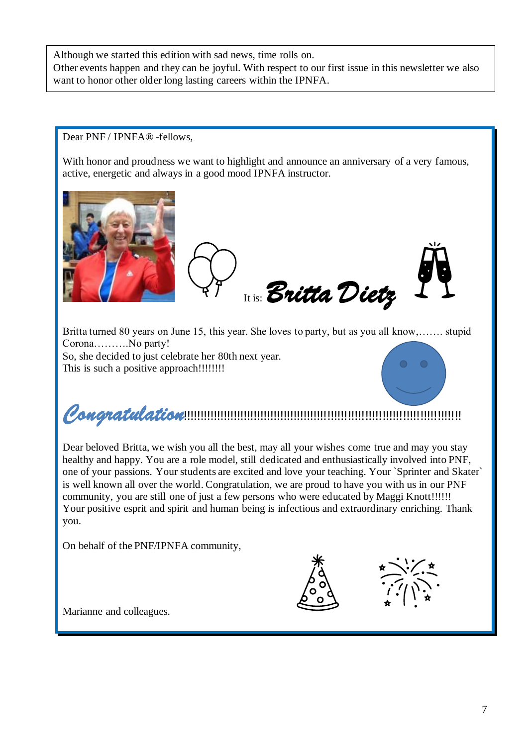Although we started this edition with sad news, time rolls on.
Other events happen and they can be joyful. With respect to our first issue in this newsletter we also want to honor other older long lasting careers within the IPNFA.

Dear PNF / IPNFA® -fellows,

With honor and proudness we want to highlight and announce an anniversary of a very famous, active, energetic and always in a good mood IPNFA instructor.

It is: ***Britta Dietz***

Britta turned 80 years on June 15, this year. She loves to party, but as you all know,……. stupid Corona……….No party!
So, she decided to just celebrate her 80th next year.
This is such a positive approach!!!!!!!!

***Congratulation***!!!!!!!!!!!!!!!!!!!!!!!!!!!!!!!!!!!!!!!!!!!!!!!!!!!!!!!!!!!!!!!!!!!!!!!!!!!!!!!!!!!!!!!!!!!

Dear beloved Britta, we wish you all the best, may all your wishes come true and may you stay healthy and happy. You are a role model, still dedicated and enthusiastically involved into PNF, one of your passions. Your students are excited and love your teaching. Your `Sprinter and Skater` is well known all over the world. Congratulation, we are proud to have you with us in our PNF community, you are still one of just a few persons who were educated by Maggi Knott!!!!!!
Your positive esprit and spirit and human being is infectious and extraordinary enriching. Thank you.

On behalf of the PNF/IPNFA community,

Marianne and colleagues.